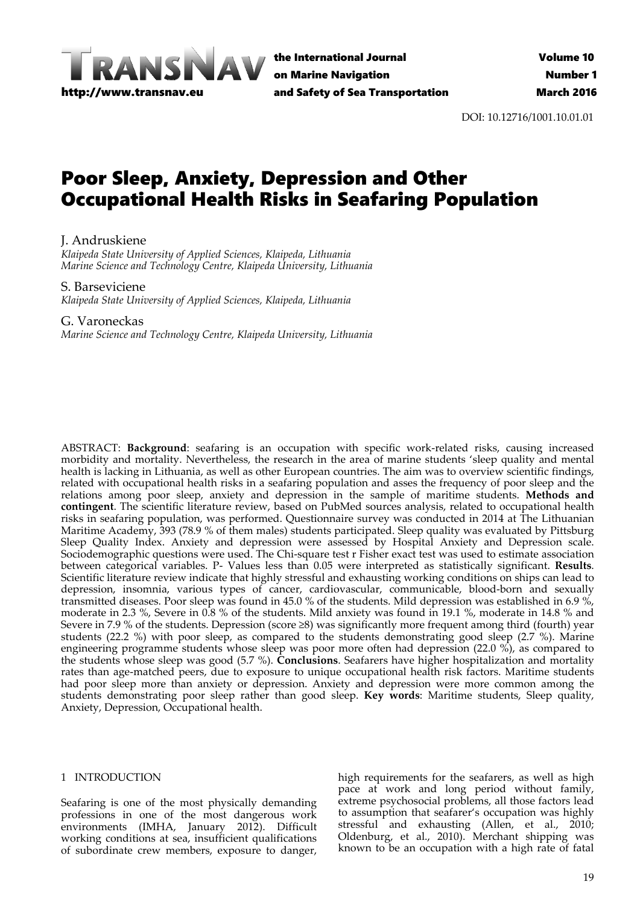DOI: 10.12716/1001.10.01.01

# Poor Sleep, Anxiety, Depression and Other Occupational Health Risks in Seafaring Population

J. Andruskiene
*Klaipeda State University of Applied Sciences, Klaipeda, Lithuania*
*Marine Science and Technology Centre, Klaipeda University, Lithuania*

S. Barseviciene
*Klaipeda State University of Applied Sciences, Klaipeda, Lithuania*

G. Varoneckas
*Marine Science and Technology Centre, Klaipeda University, Lithuania*

ABSTRACT: **Background**: seafaring is an occupation with specific work-related risks, causing increased morbidity and mortality. Nevertheless, the research in the area of marine students 'sleep quality and mental health is lacking in Lithuania, as well as other European countries. The aim was to overview scientific findings, related with occupational health risks in a seafaring population and asses the frequency of poor sleep and the relations among poor sleep, anxiety and depression in the sample of maritime students. **Methods and contingent**. The scientific literature review, based on PubMed sources analysis, related to occupational health risks in seafaring population, was performed. Questionnaire survey was conducted in 2014 at The Lithuanian Maritime Academy, 393 (78.9 % of them males) students participated. Sleep quality was evaluated by Pittsburg Sleep Quality Index. Anxiety and depression were assessed by Hospital Anxiety and Depression scale. Sociodemographic questions were used. The Chi-square test r Fisher exact test was used to estimate association between categorical variables. P- Values less than 0.05 were interpreted as statistically significant. **Results**. Scientific literature review indicate that highly stressful and exhausting working conditions on ships can lead to depression, insomnia, various types of cancer, cardiovascular, communicable, blood-born and sexually transmitted diseases. Poor sleep was found in 45.0 % of the students. Mild depression was established in 6.9 %, moderate in 2.3 %, Severe in 0.8 % of the students. Mild anxiety was found in 19.1 %, moderate in 14.8 % and Severe in 7.9 % of the students. Depression (score ≥8) was significantly more frequent among third (fourth) year students (22.2 %) with poor sleep, as compared to the students demonstrating good sleep (2.7 %). Marine engineering programme students whose sleep was poor more often had depression (22.0 %), as compared to the students whose sleep was good (5.7 %). **Conclusions**. Seafarers have higher hospitalization and mortality rates than age-matched peers, due to exposure to unique occupational health risk factors. Maritime students had poor sleep more than anxiety or depression. Anxiety and depression were more common among the students demonstrating poor sleep rather than good sleep. **Key words**: Maritime students, Sleep quality, Anxiety, Depression, Occupational health.

## 1 INTRODUCTION

Seafaring is one of the most physically demanding professions in one of the most dangerous work environments (IMHA, January 2012). Difficult working conditions at sea, insufficient qualifications of subordinate crew members, exposure to danger, high requirements for the seafarers, as well as high pace at work and long period without family, extreme psychosocial problems, all those factors lead to assumption that seafarer's occupation was highly stressful and exhausting (Allen, et al., 2010; Oldenburg, et al., 2010). Merchant shipping was known to be an occupation with a high rate of fatal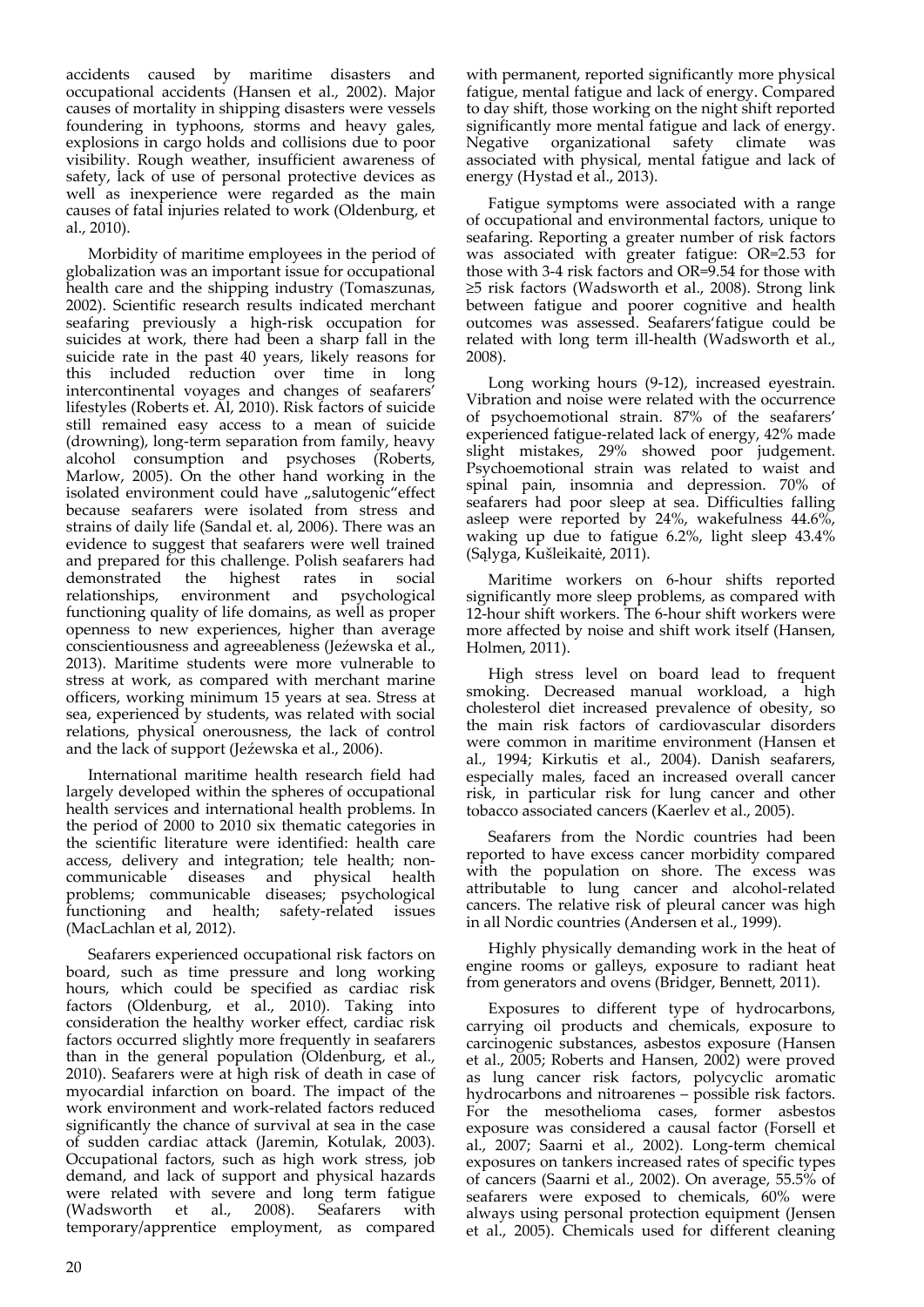accidents caused by maritime disasters and occupational accidents (Hansen et al., 2002). Major causes of mortality in shipping disasters were vessels foundering in typhoons, storms and heavy gales, explosions in cargo holds and collisions due to poor visibility. Rough weather, insufficient awareness of safety, lack of use of personal protective devices as well as inexperience were regarded as the main causes of fatal injuries related to work (Oldenburg, et al., 2010).

Morbidity of maritime employees in the period of globalization was an important issue for occupational health care and the shipping industry (Tomaszunas, 2002). Scientific research results indicated merchant seafaring previously a high-risk occupation for suicides at work, there had been a sharp fall in the suicide rate in the past 40 years, likely reasons for this included reduction over time in long intercontinental voyages and changes of seafarers' lifestyles (Roberts et. Al, 2010). Risk factors of suicide still remained easy access to a mean of suicide (drowning), long-term separation from family, heavy alcohol consumption and psychoses (Roberts, Marlow, 2005). On the other hand working in the isolated environment could have „salutogenic"effect because seafarers were isolated from stress and strains of daily life (Sandal et. al, 2006). There was an evidence to suggest that seafarers were well trained and prepared for this challenge. Polish seafarers had demonstrated the highest rates in social relationships, environment and psychological functioning quality of life domains, as well as proper openness to new experiences, higher than average conscientiousness and agreeableness (Jeźewska et al., 2013). Maritime students were more vulnerable to stress at work, as compared with merchant marine officers, working minimum 15 years at sea. Stress at sea, experienced by students, was related with social relations, physical onerousness, the lack of control and the lack of support (Jeźewska et al., 2006).

International maritime health research field had largely developed within the spheres of occupational health services and international health problems. In the period of 2000 to 2010 six thematic categories in the scientific literature were identified: health care access, delivery and integration; tele health; non-communicable diseases and physical health problems; communicable diseases; psychological functioning and health; safety-related issues (MacLachlan et al, 2012).

Seafarers experienced occupational risk factors on board, such as time pressure and long working hours, which could be specified as cardiac risk factors (Oldenburg, et al., 2010). Taking into consideration the healthy worker effect, cardiac risk factors occurred slightly more frequently in seafarers than in the general population (Oldenburg, et al., 2010). Seafarers were at high risk of death in case of myocardial infarction on board. The impact of the work environment and work-related factors reduced significantly the chance of survival at sea in the case of sudden cardiac attack (Jaremin, Kotulak, 2003). Occupational factors, such as high work stress, job demand, and lack of support and physical hazards were related with severe and long term fatigue (Wadsworth et al., 2008). Seafarers with temporary/apprentice employment, as compared with permanent, reported significantly more physical fatigue, mental fatigue and lack of energy. Compared to day shift, those working on the night shift reported significantly more mental fatigue and lack of energy. Negative organizational safety climate was associated with physical, mental fatigue and lack of energy (Hystad et al., 2013).

Fatigue symptoms were associated with a range of occupational and environmental factors, unique to seafaring. Reporting a greater number of risk factors was associated with greater fatigue: OR=2.53 for those with 3-4 risk factors and OR=9.54 for those with ≥5 risk factors (Wadsworth et al., 2008). Strong link between fatigue and poorer cognitive and health outcomes was assessed. Seafarers'fatigue could be related with long term ill-health (Wadsworth et al., 2008).

Long working hours (9-12), increased eyestrain. Vibration and noise were related with the occurrence of psychoemotional strain. 87% of the seafarers' experienced fatigue-related lack of energy, 42% made slight mistakes, 29% showed poor judgement. Psychoemotional strain was related to waist and spinal pain, insomnia and depression. 70% of seafarers had poor sleep at sea. Difficulties falling asleep were reported by 24%, wakefulness 44.6%, waking up due to fatigue 6.2%, light sleep 43.4% (Sąlyga, Kušleikaitė, 2011).

Maritime workers on 6-hour shifts reported significantly more sleep problems, as compared with 12-hour shift workers. The 6-hour shift workers were more affected by noise and shift work itself (Hansen, Holmen, 2011).

High stress level on board lead to frequent smoking. Decreased manual workload, a high cholesterol diet increased prevalence of obesity, so the main risk factors of cardiovascular disorders were common in maritime environment (Hansen et al., 1994; Kirkutis et al., 2004). Danish seafarers, especially males, faced an increased overall cancer risk, in particular risk for lung cancer and other tobacco associated cancers (Kaerlev et al., 2005).

Seafarers from the Nordic countries had been reported to have excess cancer morbidity compared with the population on shore. The excess was attributable to lung cancer and alcohol-related cancers. The relative risk of pleural cancer was high in all Nordic countries (Andersen et al., 1999).

Highly physically demanding work in the heat of engine rooms or galleys, exposure to radiant heat from generators and ovens (Bridger, Bennett, 2011).

Exposures to different type of hydrocarbons, carrying oil products and chemicals, exposure to carcinogenic substances, asbestos exposure (Hansen et al., 2005; Roberts and Hansen, 2002) were proved as lung cancer risk factors, polycyclic aromatic hydrocarbons and nitroarenes – possible risk factors. For the mesothelioma cases, former asbestos exposure was considered a causal factor (Forsell et al., 2007; Saarni et al., 2002). Long-term chemical exposures on tankers increased rates of specific types of cancers (Saarni et al., 2002). On average, 55.5% of seafarers were exposed to chemicals, 60% were always using personal protection equipment (Jensen et al., 2005). Chemicals used for different cleaning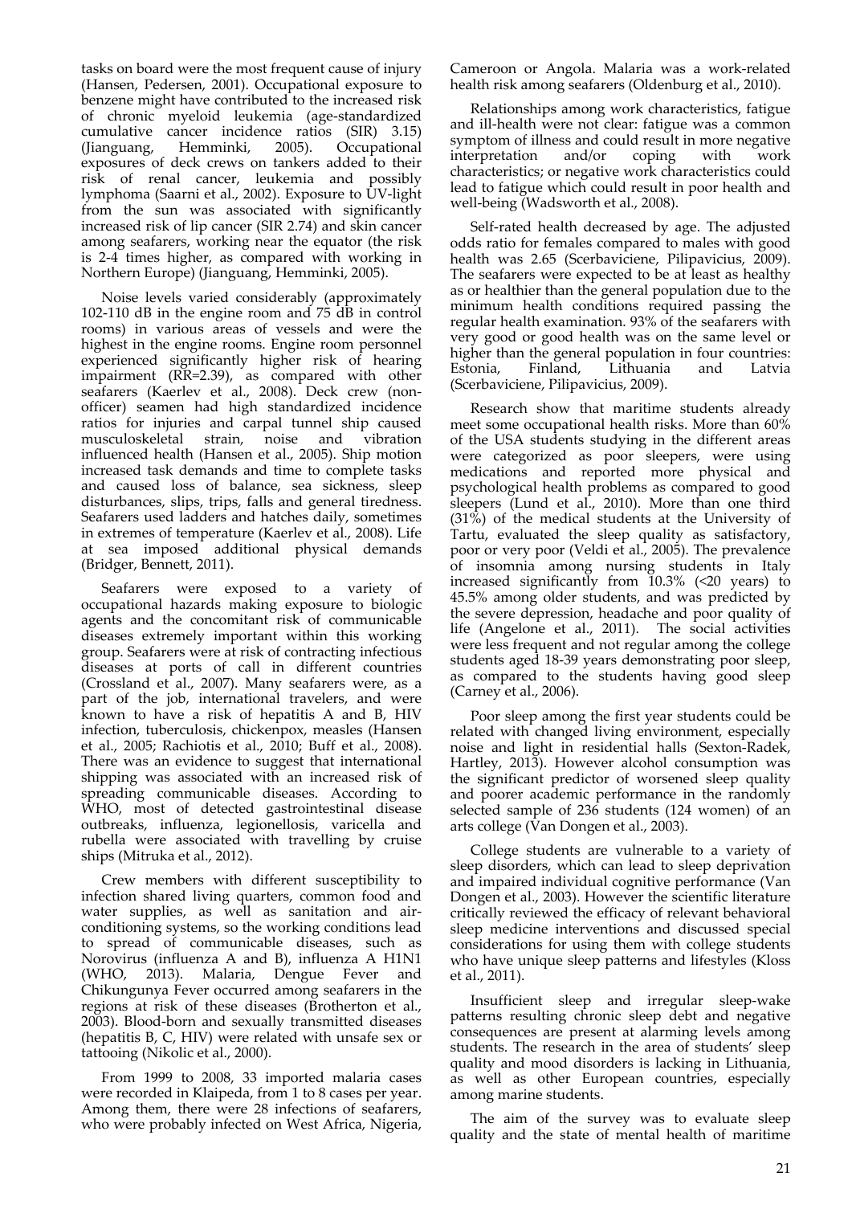tasks on board were the most frequent cause of injury (Hansen, Pedersen, 2001). Occupational exposure to benzene might have contributed to the increased risk of chronic myeloid leukemia (age-standardized cumulative cancer incidence ratios (SIR) 3.15) (Jianguang, Hemminki, 2005). Occupational exposures of deck crews on tankers added to their risk of renal cancer, leukemia and possibly lymphoma (Saarni et al., 2002). Exposure to UV-light from the sun was associated with significantly increased risk of lip cancer (SIR 2.74) and skin cancer among seafarers, working near the equator (the risk is 2-4 times higher, as compared with working in Northern Europe) (Jianguang, Hemminki, 2005).

Noise levels varied considerably (approximately 102-110 dB in the engine room and 75 dB in control rooms) in various areas of vessels and were the highest in the engine rooms. Engine room personnel experienced significantly higher risk of hearing impairment (RR=2.39), as compared with other seafarers (Kaerlev et al., 2008). Deck crew (non-officer) seamen had high standardized incidence ratios for injuries and carpal tunnel ship caused musculoskeletal strain, noise and vibration influenced health (Hansen et al., 2005). Ship motion increased task demands and time to complete tasks and caused loss of balance, sea sickness, sleep disturbances, slips, trips, falls and general tiredness. Seafarers used ladders and hatches daily, sometimes in extremes of temperature (Kaerlev et al., 2008). Life at sea imposed additional physical demands (Bridger, Bennett, 2011).

Seafarers were exposed to a variety of occupational hazards making exposure to biologic agents and the concomitant risk of communicable diseases extremely important within this working group. Seafarers were at risk of contracting infectious diseases at ports of call in different countries (Crossland et al., 2007). Many seafarers were, as a part of the job, international travelers, and were known to have a risk of hepatitis A and B, HIV infection, tuberculosis, chickenpox, measles (Hansen et al., 2005; Rachiotis et al., 2010; Buff et al., 2008). There was an evidence to suggest that international shipping was associated with an increased risk of spreading communicable diseases. According to WHO, most of detected gastrointestinal disease outbreaks, influenza, legionellosis, varicella and rubella were associated with travelling by cruise ships (Mitruka et al., 2012).

Crew members with different susceptibility to infection shared living quarters, common food and water supplies, as well as sanitation and air-conditioning systems, so the working conditions lead to spread of communicable diseases, such as Norovirus (influenza A and B), influenza A H1N1 (WHO, 2013). Malaria, Dengue Fever and Chikungunya Fever occurred among seafarers in the regions at risk of these diseases (Brotherton et al., 2003). Blood-born and sexually transmitted diseases (hepatitis B, C, HIV) were related with unsafe sex or tattooing (Nikolic et al., 2000).

From 1999 to 2008, 33 imported malaria cases were recorded in Klaipeda, from 1 to 8 cases per year. Among them, there were 28 infections of seafarers, who were probably infected on West Africa, Nigeria, Cameroon or Angola. Malaria was a work-related health risk among seafarers (Oldenburg et al., 2010).

Relationships among work characteristics, fatigue and ill-health were not clear: fatigue was a common symptom of illness and could result in more negative interpretation and/or coping with work characteristics; or negative work characteristics could lead to fatigue which could result in poor health and well-being (Wadsworth et al., 2008).

Self-rated health decreased by age. The adjusted odds ratio for females compared to males with good health was 2.65 (Scerbaviciene, Pilipavicius, 2009). The seafarers were expected to be at least as healthy as or healthier than the general population due to the minimum health conditions required passing the regular health examination. 93% of the seafarers with very good or good health was on the same level or higher than the general population in four countries: Estonia, Finland, Lithuania and Latvia (Scerbaviciene, Pilipavicius, 2009).

Research show that maritime students already meet some occupational health risks. More than 60% of the USA students studying in the different areas were categorized as poor sleepers, were using medications and reported more physical and psychological health problems as compared to good sleepers (Lund et al., 2010). More than one third (31%) of the medical students at the University of Tartu, evaluated the sleep quality as satisfactory, poor or very poor (Veldi et al., 2005). The prevalence of insomnia among nursing students in Italy increased significantly from 10.3% (<20 years) to 45.5% among older students, and was predicted by the severe depression, headache and poor quality of life (Angelone et al., 2011). The social activities were less frequent and not regular among the college students aged 18-39 years demonstrating poor sleep, as compared to the students having good sleep (Carney et al., 2006).

Poor sleep among the first year students could be related with changed living environment, especially noise and light in residential halls (Sexton-Radek, Hartley, 2013). However alcohol consumption was the significant predictor of worsened sleep quality and poorer academic performance in the randomly selected sample of 236 students (124 women) of an arts college (Van Dongen et al., 2003).

College students are vulnerable to a variety of sleep disorders, which can lead to sleep deprivation and impaired individual cognitive performance (Van Dongen et al., 2003). However the scientific literature critically reviewed the efficacy of relevant behavioral sleep medicine interventions and discussed special considerations for using them with college students who have unique sleep patterns and lifestyles (Kloss et al., 2011).

Insufficient sleep and irregular sleep-wake patterns resulting chronic sleep debt and negative consequences are present at alarming levels among students. The research in the area of students' sleep quality and mood disorders is lacking in Lithuania, as well as other European countries, especially among marine students.

The aim of the survey was to evaluate sleep quality and the state of mental health of maritime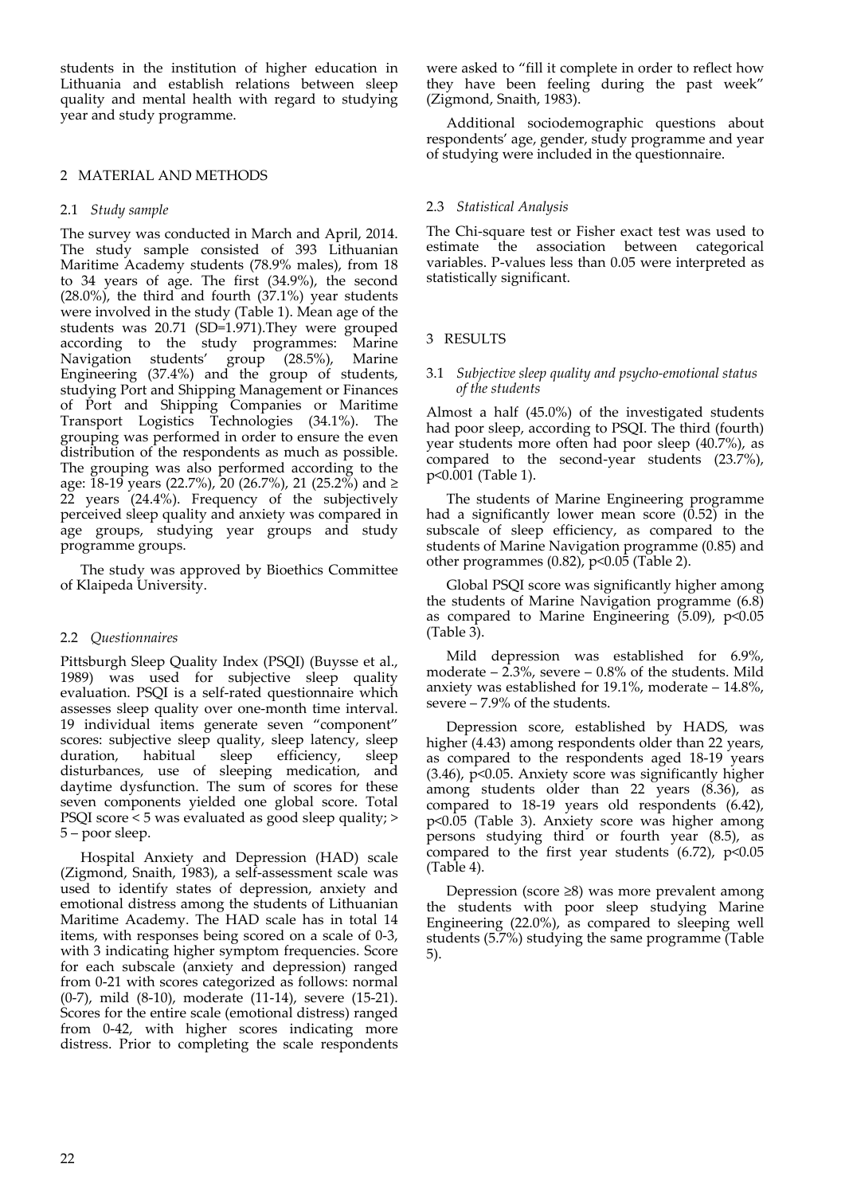students in the institution of higher education in Lithuania and establish relations between sleep quality and mental health with regard to studying year and study programme.

## 2 MATERIAL AND METHODS

### 2.1 *Study sample*

The survey was conducted in March and April, 2014. The study sample consisted of 393 Lithuanian Maritime Academy students (78.9% males), from 18 to 34 years of age. The first (34.9%), the second (28.0%), the third and fourth (37.1%) year students were involved in the study (Table 1). Mean age of the students was 20.71 (SD=1.971).They were grouped according to the study programmes: Marine Navigation students' group (28.5%), Marine Engineering (37.4%) and the group of students, studying Port and Shipping Management or Finances of Port and Shipping Companies or Maritime Transport Logistics Technologies (34.1%). The grouping was performed in order to ensure the even distribution of the respondents as much as possible. The grouping was also performed according to the age: 18-19 years (22.7%), 20 (26.7%), 21 (25.2%) and ≥ 22 years (24.4%). Frequency of the subjectively perceived sleep quality and anxiety was compared in age groups, studying year groups and study programme groups.

The study was approved by Bioethics Committee of Klaipeda University.

### 2.2 *Questionnaires*

Pittsburgh Sleep Quality Index (PSQI) (Buysse et al., 1989) was used for subjective sleep quality evaluation. PSQI is a self-rated questionnaire which assesses sleep quality over one-month time interval. 19 individual items generate seven "component" scores: subjective sleep quality, sleep latency, sleep duration, habitual sleep efficiency, sleep disturbances, use of sleeping medication, and daytime dysfunction. The sum of scores for these seven components yielded one global score. Total PSQI score < 5 was evaluated as good sleep quality; > 5 – poor sleep.

Hospital Anxiety and Depression (HAD) scale (Zigmond, Snaith, 1983), a self-assessment scale was used to identify states of depression, anxiety and emotional distress among the students of Lithuanian Maritime Academy. The HAD scale has in total 14 items, with responses being scored on a scale of 0-3, with 3 indicating higher symptom frequencies. Score for each subscale (anxiety and depression) ranged from 0-21 with scores categorized as follows: normal (0-7), mild (8-10), moderate (11-14), severe (15-21). Scores for the entire scale (emotional distress) ranged from 0-42, with higher scores indicating more distress. Prior to completing the scale respondents were asked to "fill it complete in order to reflect how they have been feeling during the past week" (Zigmond, Snaith, 1983).

Additional sociodemographic questions about respondents' age, gender, study programme and year of studying were included in the questionnaire.

### 2.3 *Statistical Analysis*

The Chi-square test or Fisher exact test was used to estimate the association between categorical variables. P-values less than 0.05 were interpreted as statistically significant.

## 3 RESULTS

### 3.1 *Subjective sleep quality and psycho-emotional status of the students*

Almost a half (45.0%) of the investigated students had poor sleep, according to PSQI. The third (fourth) year students more often had poor sleep (40.7%), as compared to the second-year students (23.7%), $p<0.001$ (Table 1).

The students of Marine Engineering programme had a significantly lower mean score (0.52) in the subscale of sleep efficiency, as compared to the students of Marine Navigation programme (0.85) and other programmes (0.82), $p<0.05$ (Table 2).

Global PSQI score was significantly higher among the students of Marine Navigation programme (6.8) as compared to Marine Engineering (5.09), $p<0.05$ (Table 3).

Mild depression was established for 6.9%, moderate – 2.3%, severe – 0.8% of the students. Mild anxiety was established for 19.1%, moderate – 14.8%, severe – 7.9% of the students.

Depression score, established by HADS, was higher (4.43) among respondents older than 22 years, as compared to the respondents aged 18-19 years (3.46), $p<0.05$. Anxiety score was significantly higher among students older than 22 years (8.36), as compared to 18-19 years old respondents (6.42), $p<0.05$ (Table 3). Anxiety score was higher among persons studying third or fourth year (8.5), as compared to the first year students (6.72), $p<0.05$ (Table 4).

Depression (score ≥8) was more prevalent among the students with poor sleep studying Marine Engineering (22.0%), as compared to sleeping well students (5.7%) studying the same programme (Table 5).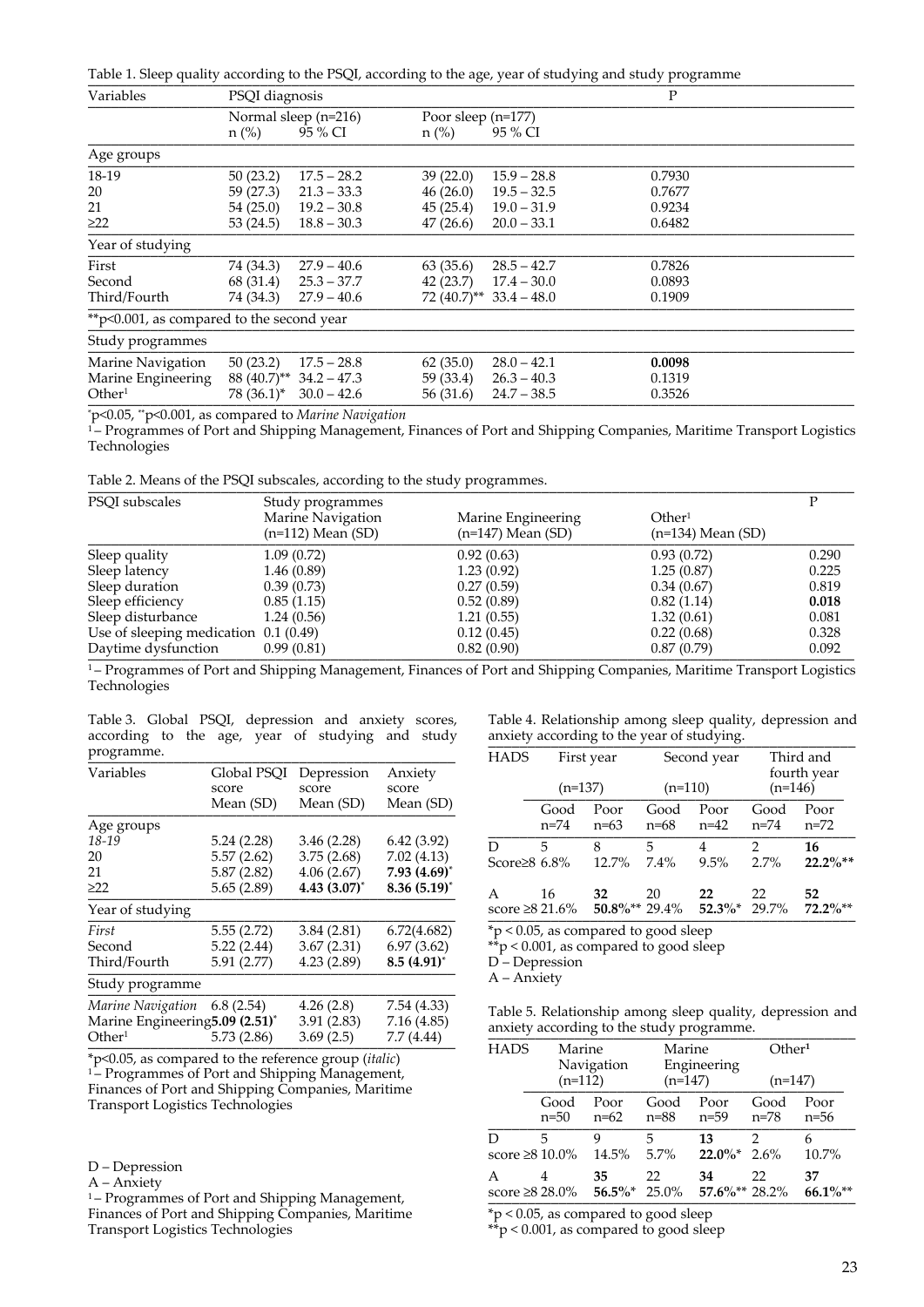Table 1. Sleep quality according to the PSQI, according to the age, year of studying and study programme

| Variables | PSQI diagnosis | | | | P |
|---|---|---|---|---|---|
| | Normal sleep (n=216) | | Poor sleep (n=177) | | |
| | n (%) | 95 % CI | n (%) | 95 % CI | |
| **Age groups** | | | | | |
| 18-19 | 50 (23.2) | 17.5 – 28.2 | 39 (22.0) | 15.9 – 28.8 | 0.7930 |
| 20 | 59 (27.3) | 21.3 – 33.3 | 46 (26.0) | 19.5 – 32.5 | 0.7677 |
| 21 | 54 (25.0) | 19.2 – 30.8 | 45 (25.4) | 19.0 – 31.9 | 0.9234 |
| ≥22 | 53 (24.5) | 18.8 – 30.3 | 47 (26.6) | 20.0 – 33.1 | 0.6482 |
| **Year of studying** | | | | | |
| First | 74 (34.3) | 27.9 – 40.6 | 63 (35.6) | 28.5 – 42.7 | 0.7826 |
| Second | 68 (31.4) | 25.3 – 37.7 | 42 (23.7) | 17.4 – 30.0 | 0.0893 |
| Third/Fourth | 74 (34.3) | 27.9 – 40.6 | 72 (40.7)** | 33.4 – 48.0 | 0.1909 |
| **p<0.001, as compared to the second year | | | | | |
| **Study programmes** | | | | | |
| Marine Navigation | 50 (23.2) | 17.5 – 28.8 | 62 (35.0) | 28.0 – 42.1 | **0.0098** |
| Marine Engineering | 88 (40.7)** | 34.2 – 47.3 | 59 (33.4) | 26.3 – 40.3 | 0.1319 |
| Other[1] | 78 (36.1)* | 30.0 – 42.6 | 56 (31.6) | 24.7 – 38.5 | 0.3526 |

*p<0.05, **p<0.001, as compared to *Marine Navigation*
[1] – Programmes of Port and Shipping Management, Finances of Port and Shipping Companies, Maritime Transport Logistics Technologies

Table 2. Means of the PSQI subscales, according to the study programmes.

| PSQI subscales | Study programmes Marine Navigation (n=112) Mean (SD) | Marine Engineering (n=147) Mean (SD) | Other[1] (n=134) Mean (SD) | P |
|---|---|---|---|---|
| Sleep quality | 1.09 (0.72) | 0.92 (0.63) | 0.93 (0.72) | 0.290 |
| Sleep latency | 1.46 (0.89) | 1.23 (0.92) | 1.25 (0.87) | 0.225 |
| Sleep duration | 0.39 (0.73) | 0.27 (0.59) | 0.34 (0.67) | 0.819 |
| Sleep efficiency | 0.85 (1.15) | 0.52 (0.89) | 0.82 (1.14) | **0.018** |
| Sleep disturbance | 1.24 (0.56) | 1.21 (0.55) | 1.32 (0.61) | 0.081 |
| Use of sleeping medication | 0.1 (0.49) | 0.12 (0.45) | 0.22 (0.68) | 0.328 |
| Daytime dysfunction | 0.99 (0.81) | 0.82 (0.90) | 0.87 (0.79) | 0.092 |

[1] – Programmes of Port and Shipping Management, Finances of Port and Shipping Companies, Maritime Transport Logistics Technologies

Table 3. Global PSQI, depression and anxiety scores, according to the age, year of studying and study programme.

| Variables | Global PSQI score Mean (SD) | Depression score Mean (SD) | Anxiety score Mean (SD) |
|---|---|---|---|
| **Age groups** | | | |
| *18-19* | 5.24 (2.28) | 3.46 (2.28) | 6.42 (3.92) |
| 20 | 5.57 (2.62) | 3.75 (2.68) | 7.02 (4.13) |
| 21 | 5.87 (2.82) | 4.06 (2.67) | **7.93 (4.69)*** |
| ≥22 | 5.65 (2.89) | **4.43 (3.07)*** | **8.36 (5.19)*** |
| **Year of studying** | | | |
| *First* | 5.55 (2.72) | 3.84 (2.81) | 6.72(4.682) |
| Second | 5.22 (2.44) | 3.67 (2.31) | 6.97 (3.62) |
| Third/Fourth | 5.91 (2.77) | 4.23 (2.89) | **8.5 (4.91)*** |
| **Study programme** | | | |
| *Marine Navigation* | 6.8 (2.54) | 4.26 (2.8) | 7.54 (4.33) |
| Marine Engineering | **5.09 (2.51)*** | 3.91 (2.83) | 7.16 (4.85) |
| Other[1] | 5.73 (2.86) | 3.69 (2.5) | 7.7 (4.44) |

*p<0.05, as compared to the reference group (*italic*)
[1] – Programmes of Port and Shipping Management, Finances of Port and Shipping Companies, Maritime Transport Logistics Technologies

D – Depression
A – Anxiety
[1] – Programmes of Port and Shipping Management, Finances of Port and Shipping Companies, Maritime Transport Logistics Technologies

Table 4. Relationship among sleep quality, depression and anxiety according to the year of studying.

| HADS | First year (n=137) | | Second year (n=110) | | Third and fourth year (n=146) | |
|---|---|---|---|---|---|---|
| | Good n=74 | Poor n=63 | Good n=68 | Poor n=42 | Good n=74 | Poor n=72 |
| D Score≥8 | 5 6.8% | 8 12.7% | 5 7.4% | 4 9.5% | 2 2.7% | **16 22.2%**** |
| A score ≥8 | 16 21.6% | **32 50.8%**** | 20 29.4% | **22 52.3%*** | 22 29.7% | **52 72.2%**** |

*p < 0.05, as compared to good sleep
**p < 0.001, as compared to good sleep
D – Depression
A – Anxiety

Table 5. Relationship among sleep quality, depression and anxiety according to the study programme.

| HADS | Marine Navigation (n=112) | | Marine Engineering (n=147) | | Other[1] (n=147) | |
|---|---|---|---|---|---|---|
| | Good n=50 | Poor n=62 | Good n=88 | Poor n=59 | Good n=78 | Poor n=56 |
| D score ≥8 | 5 10.0% | 9 14.5% | 5 5.7% | **13 22.0%*** | 2 2.6% | 6 10.7% |
| A score ≥8 | 4 28.0% | **35 56.5%*** | 22 25.0% | **34 57.6%**** | 22 28.2% | **37 66.1%**** |

*p < 0.05, as compared to good sleep
**p < 0.001, as compared to good sleep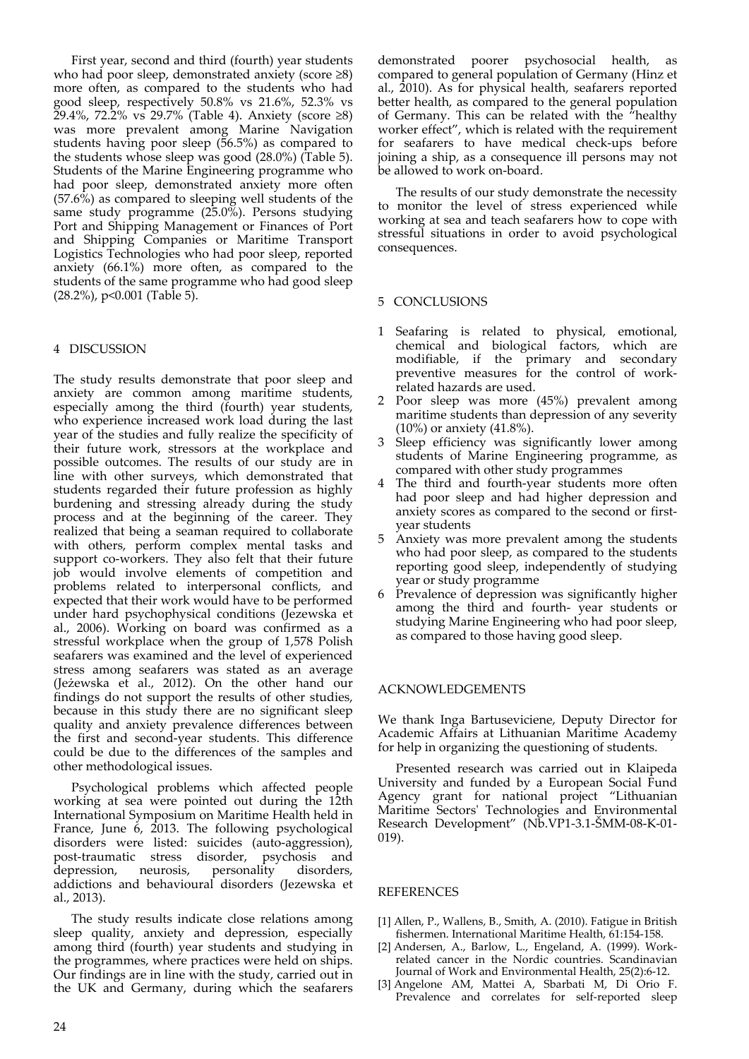First year, second and third (fourth) year students who had poor sleep, demonstrated anxiety (score ≥8) more often, as compared to the students who had good sleep, respectively 50.8% vs 21.6%, 52.3% vs 29.4%, 72.2% vs 29.7% (Table 4). Anxiety (score ≥8) was more prevalent among Marine Navigation students having poor sleep (56.5%) as compared to the students whose sleep was good (28.0%) (Table 5). Students of the Marine Engineering programme who had poor sleep, demonstrated anxiety more often (57.6%) as compared to sleeping well students of the same study programme (25.0%). Persons studying Port and Shipping Management or Finances of Port and Shipping Companies or Maritime Transport Logistics Technologies who had poor sleep, reported anxiety (66.1%) more often, as compared to the students of the same programme who had good sleep (28.2%), $p<0.001$ (Table 5).

## 4 DISCUSSION

The study results demonstrate that poor sleep and anxiety are common among maritime students, especially among the third (fourth) year students, who experience increased work load during the last year of the studies and fully realize the specificity of their future work, stressors at the workplace and possible outcomes. The results of our study are in line with other surveys, which demonstrated that students regarded their future profession as highly burdening and stressing already during the study process and at the beginning of the career. They realized that being a seaman required to collaborate with others, perform complex mental tasks and support co-workers. They also felt that their future job would involve elements of competition and problems related to interpersonal conflicts, and expected that their work would have to be performed under hard psychophysical conditions (Jezewska et al., 2006). Working on board was confirmed as a stressful workplace when the group of 1,578 Polish seafarers was examined and the level of experienced stress among seafarers was stated as an average (Jeżewska et al., 2012). On the other hand our findings do not support the results of other studies, because in this study there are no significant sleep quality and anxiety prevalence differences between the first and second-year students. This difference could be due to the differences of the samples and other methodological issues.

Psychological problems which affected people working at sea were pointed out during the 12th International Symposium on Maritime Health held in France, June 6, 2013. The following psychological disorders were listed: suicides (auto-aggression), post-traumatic stress disorder, psychosis and depression, neurosis, personality disorders, addictions and behavioural disorders (Jezewska et al., 2013).

The study results indicate close relations among sleep quality, anxiety and depression, especially among third (fourth) year students and studying in the programmes, where practices were held on ships. Our findings are in line with the study, carried out in the UK and Germany, during which the seafarers demonstrated poorer psychosocial health, as compared to general population of Germany (Hinz et al., 2010). As for physical health, seafarers reported better health, as compared to the general population of Germany. This can be related with the "healthy worker effect", which is related with the requirement for seafarers to have medical check-ups before joining a ship, as a consequence ill persons may not be allowed to work on-board.

The results of our study demonstrate the necessity to monitor the level of stress experienced while working at sea and teach seafarers how to cope with stressful situations in order to avoid psychological consequences.

## 5 CONCLUSIONS

1. Seafaring is related to physical, emotional, chemical and biological factors, which are modifiable, if the primary and secondary preventive measures for the control of work-related hazards are used.
2. Poor sleep was more (45%) prevalent among maritime students than depression of any severity (10%) or anxiety (41.8%).
3. Sleep efficiency was significantly lower among students of Marine Engineering programme, as compared with other study programmes
4. The third and fourth-year students more often had poor sleep and had higher depression and anxiety scores as compared to the second or first-year students
5. Anxiety was more prevalent among the students who had poor sleep, as compared to the students reporting good sleep, independently of studying year or study programme
6. Prevalence of depression was significantly higher among the third and fourth- year students or studying Marine Engineering who had poor sleep, as compared to those having good sleep.

## ACKNOWLEDGEMENTS

We thank Inga Bartuseviciene, Deputy Director for Academic Affairs at Lithuanian Maritime Academy for help in organizing the questioning of students.

Presented research was carried out in Klaipeda University and funded by a European Social Fund Agency grant for national project "Lithuanian Maritime Sectors' Technologies and Environmental Research Development" (Nb.VP1-3.1-ŠMM-08-K-01-019).

## REFERENCES

[1] Allen, P., Wallens, B., Smith, A. (2010). Fatigue in British fishermen. International Maritime Health, 61:154-158.

[2] Andersen, A., Barlow, L., Engeland, A. (1999). Work-related cancer in the Nordic countries. Scandinavian Journal of Work and Environmental Health, 25(2):6-12.

[3] Angelone AM, Mattei A, Sbarbati M, Di Orio F. Prevalence and correlates for self-reported sleep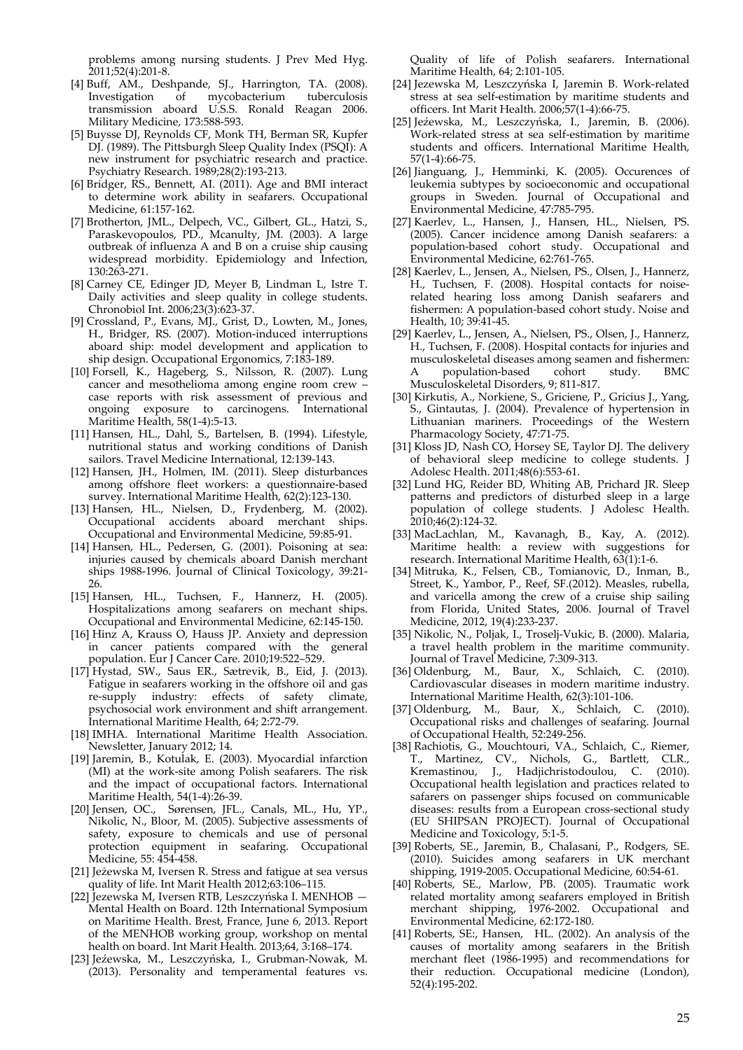problems among nursing students. J Prev Med Hyg. 2011;52(4):201-8.

[4] Buff, AM., Deshpande, SJ., Harrington, TA. (2008). Investigation of mycobacterium tuberculosis transmission aboard U.S.S. Ronald Reagan 2006. Military Medicine, 173:588-593.

[5] Buysse DJ, Reynolds CF, Monk TH, Berman SR, Kupfer DJ. (1989). The Pittsburgh Sleep Quality Index (PSQI): A new instrument for psychiatric research and practice. Psychiatry Research. 1989;28(2):193-213.

[6] Bridger, RS., Bennett, AI. (2011). Age and BMI interact to determine work ability in seafarers. Occupational Medicine, 61:157-162.

[7] Brotherton, JML., Delpech, VC., Gilbert, GL., Hatzi, S., Paraskevopoulos, PD., Mcanulty, JM. (2003). A large outbreak of influenza A and B on a cruise ship causing widespread morbidity. Epidemiology and Infection, 130:263-271.

[8] Carney CE, Edinger JD, Meyer B, Lindman L, Istre T. Daily activities and sleep quality in college students. Chronobiol Int. 2006;23(3):623-37.

[9] Crossland, P., Evans, MJ., Grist, D., Lowten, M., Jones, H., Bridger, RS. (2007). Motion-induced interruptions aboard ship: model development and application to ship design. Occupational Ergonomics, 7:183-189.

[10] Forsell, K., Hageberg, S., Nilsson, R. (2007). Lung cancer and mesothelioma among engine room crew – case reports with risk assessment of previous and ongoing exposure to carcinogens. International Maritime Health, 58(1-4):5-13.

[11] Hansen, HL., Dahl, S., Bartelsen, B. (1994). Lifestyle, nutritional status and working conditions of Danish sailors. Travel Medicine International, 12:139-143.

[12] Hansen, JH., Holmen, IM. (2011). Sleep disturbances among offshore fleet workers: a questionnaire-based survey. International Maritime Health, 62(2):123-130.

[13] Hansen, HL., Nielsen, D., Frydenberg, M. (2002). Occupational accidents aboard merchant ships. Occupational and Environmental Medicine, 59:85-91.

[14] Hansen, HL., Pedersen, G. (2001). Poisoning at sea: injuries caused by chemicals aboard Danish merchant ships 1988-1996. Journal of Clinical Toxicology, 39:21-26.

[15] Hansen, HL., Tuchsen, F., Hannerz, H. (2005). Hospitalizations among seafarers on mechant ships. Occupational and Environmental Medicine, 62:145-150.

[16] Hinz A, Krauss O, Hauss JP. Anxiety and depression in cancer patients compared with the general population. Eur J Cancer Care. 2010;19:522–529.

[17] Hystad, SW., Saus ER., Sætrevik, B., Eid, J. (2013). Fatigue in seafarers working in the offshore oil and gas re-supply industry: effects of safety climate, psychosocial work environment and shift arrangement. International Maritime Health, 64; 2:72-79.

[18] IMHA. International Maritime Health Association. Newsletter, January 2012; 14.

[19] Jaremin, B., Kotulak, E. (2003). Myocardial infarction (MI) at the work-site among Polish seafarers. The risk and the impact of occupational factors. International Maritime Health, 54(1-4):26-39.

[20] Jensen, OC., Sørensen, JFL., Canals, ML., Hu, YP., Nikolic, N., Bloor, M. (2005). Subjective assessments of safety, exposure to chemicals and use of personal protection equipment in seafaring. Occupational Medicine, 55: 454-458.

[21] Jeżewska M, Iversen R. Stress and fatigue at sea versus quality of life. Int Marit Health 2012;63:106–115.

[22] Jezewska M, Iversen RTB, Leszczyńska I. MENHOB — Mental Health on Board. 12th International Symposium on Maritime Health. Brest, France, June 6, 2013. Report of the MENHOB working group, workshop on mental health on board. Int Marit Health. 2013;64, 3:168–174.

[23] Jeźewska, M., Leszczyńska, I., Grubman-Nowak, M. (2013). Personality and temperamental features vs. Quality of life of Polish seafarers. International Maritime Health, 64; 2:101-105.

[24] Jezewska M, Leszczyńska I, Jaremin B. Work-related stress at sea self-estimation by maritime students and officers. Int Marit Health. 2006;57(1-4):66-75.

[25] Jeźewska, M., Leszczyńska, I., Jaremin, B. (2006). Work-related stress at sea self-estimation by maritime students and officers. International Maritime Health, 57(1-4):66-75.

[26] Jianguang, J., Hemminki, K. (2005). Occurences of leukemia subtypes by socioeconomic and occupational groups in Sweden. Journal of Occupational and Environmental Medicine, 47:785-795.

[27] Kaerlev, L., Hansen, J., Hansen, HL., Nielsen, PS. (2005). Cancer incidence among Danish seafarers: a population-based cohort study. Occupational and Environmental Medicine, 62:761-765.

[28] Kaerlev, L., Jensen, A., Nielsen, PS., Olsen, J., Hannerz, H., Tuchsen, F. (2008). Hospital contacts for noise-related hearing loss among Danish seafarers and fishermen: A population-based cohort study. Noise and Health, 10; 39:41-45.

[29] Kaerlev, L., Jensen, A., Nielsen, PS., Olsen, J., Hannerz, H., Tuchsen, F. (2008). Hospital contacts for injuries and musculoskeletal diseases among seamen and fishermen: A population-based cohort study. BMC Musculoskeletal Disorders, 9; 811-817.

[30] Kirkutis, A., Norkiene, S., Griciene, P., Gricius J., Yang, S., Gintautas, J. (2004). Prevalence of hypertension in Lithuanian mariners. Proceedings of the Western Pharmacology Society, 47:71-75.

[31] Kloss JD, Nash CO, Horsey SE, Taylor DJ. The delivery of behavioral sleep medicine to college students. J Adolesc Health. 2011;48(6):553-61.

[32] Lund HG, Reider BD, Whiting AB, Prichard JR. Sleep patterns and predictors of disturbed sleep in a large population of college students. J Adolesc Health. 2010;46(2):124-32.

[33] MacLachlan, M., Kavanagh, B., Kay, A. (2012). Maritime health: a review with suggestions for research. International Maritime Health, 63(1):1-6.

[34] Mitruka, K., Felsen, CB., Tomianovic, D., Inman, B., Street, K., Yambor, P., Reef, SF.(2012). Measles, rubella, and varicella among the crew of a cruise ship sailing from Florida, United States, 2006. Journal of Travel Medicine, 2012, 19(4):233-237.

[35] Nikolic, N., Poljak, I., Troselj-Vukic, B. (2000). Malaria, a travel health problem in the maritime community. Journal of Travel Medicine, 7:309-313.

[36] Oldenburg, M., Baur, X., Schlaich, C. (2010). Cardiovascular diseases in modern maritime industry. International Maritime Health, 62(3):101-106.

[37] Oldenburg, M., Baur, X., Schlaich, C. (2010). Occupational risks and challenges of seafaring. Journal of Occupational Health, 52:249-256.

[38] Rachiotis, G., Mouchtouri, VA., Schlaich, C., Riemer, T., Martinez, CV., Nichols, G., Bartlett, CLR., Kremastinou, J., Hadjichristodoulou, C. (2010). Occupational health legislation and practices related to safarers on passenger ships focused on communicable diseases: results from a European cross-sectional study (EU SHIPSAN PROJECT). Journal of Occupational Medicine and Toxicology, 5:1-5.

[39] Roberts, SE., Jaremin, B., Chalasani, P., Rodgers, SE. (2010). Suicides among seafarers in UK merchant shipping, 1919-2005. Occupational Medicine, 60:54-61.

[40] Roberts, SE., Marlow, PB. (2005). Traumatic work related mortality among seafarers employed in British merchant shipping, 1976-2002. Occupational and Environmental Medicine, 62:172-180.

[41] Roberts, SE:, Hansen, HL. (2002). An analysis of the causes of mortality among seafarers in the British merchant fleet (1986-1995) and recommendations for their reduction. Occupational medicine (London), 52(4):195-202.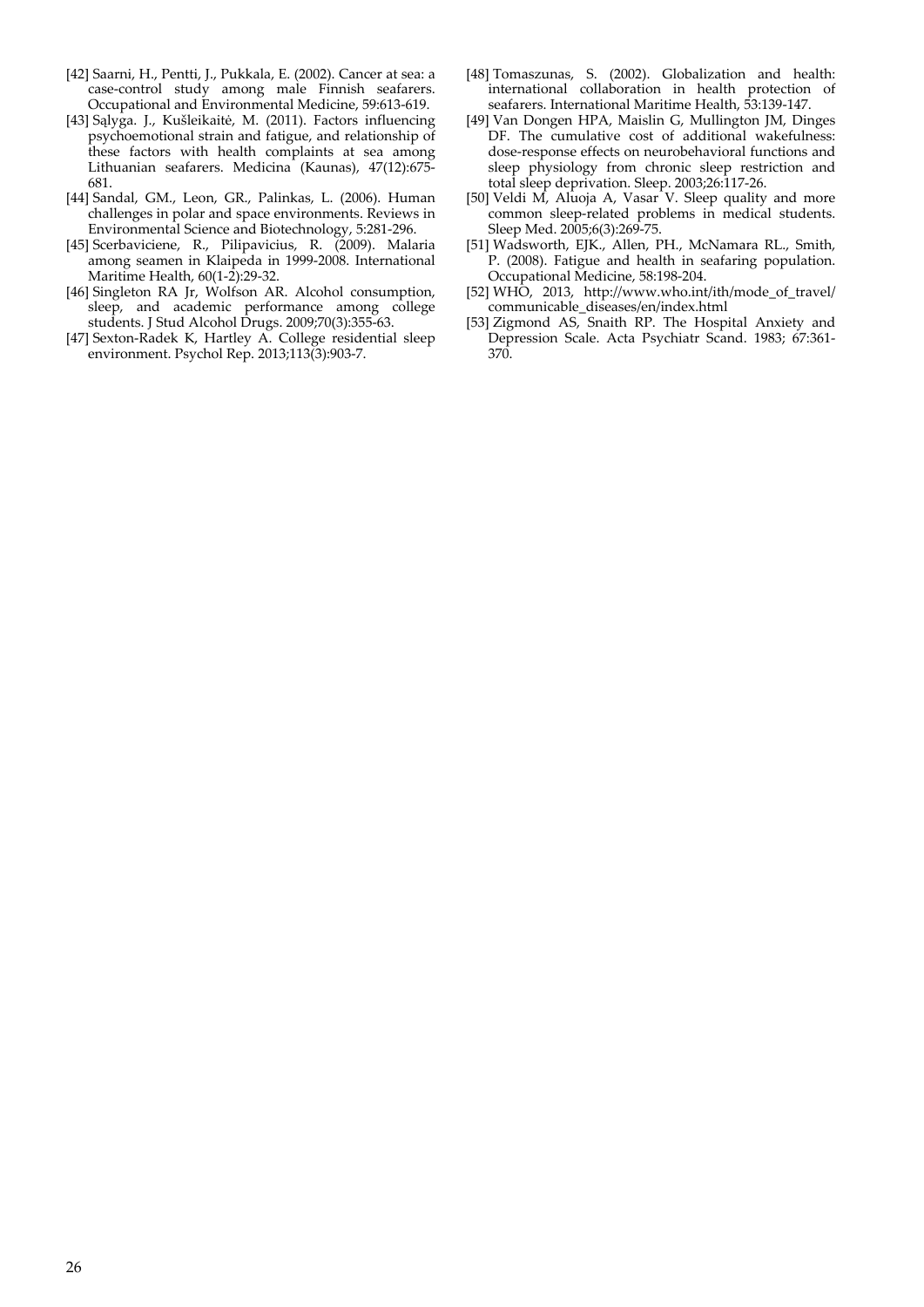[42] Saarni, H., Pentti, J., Pukkala, E. (2002). Cancer at sea: a case-control study among male Finnish seafarers. Occupational and Environmental Medicine, 59:613-619.

[43] Sąlyga. J., Kušleikaitė, M. (2011). Factors influencing psychoemotional strain and fatigue, and relationship of these factors with health complaints at sea among Lithuanian seafarers. Medicina (Kaunas), 47(12):675-681.

[44] Sandal, GM., Leon, GR., Palinkas, L. (2006). Human challenges in polar and space environments. Reviews in Environmental Science and Biotechnology, 5:281-296.

[45] Scerbaviciene, R., Pilipavicius, R. (2009). Malaria among seamen in Klaipeda in 1999-2008. International Maritime Health, 60(1-2):29-32.

[46] Singleton RA Jr, Wolfson AR. Alcohol consumption, sleep, and academic performance among college students. J Stud Alcohol Drugs. 2009;70(3):355-63.

[47] Sexton-Radek K, Hartley A. College residential sleep environment. Psychol Rep. 2013;113(3):903-7.

[48] Tomaszunas, S. (2002). Globalization and health: international collaboration in health protection of seafarers. International Maritime Health, 53:139-147.

[49] Van Dongen HPA, Maislin G, Mullington JM, Dinges DF. The cumulative cost of additional wakefulness: dose-response effects on neurobehavioral functions and sleep physiology from chronic sleep restriction and total sleep deprivation. Sleep. 2003;26:117-26.

[50] Veldi M, Aluoja A, Vasar V. Sleep quality and more common sleep-related problems in medical students. Sleep Med. 2005;6(3):269-75.

[51] Wadsworth, EJK., Allen, PH., McNamara RL., Smith, P. (2008). Fatigue and health in seafaring population. Occupational Medicine, 58:198-204.

[52] WHO, 2013, http://www.who.int/ith/mode_of_travel/communicable_diseases/en/index.html

[53] Zigmond AS, Snaith RP. The Hospital Anxiety and Depression Scale. Acta Psychiatr Scand. 1983; 67:361-370.